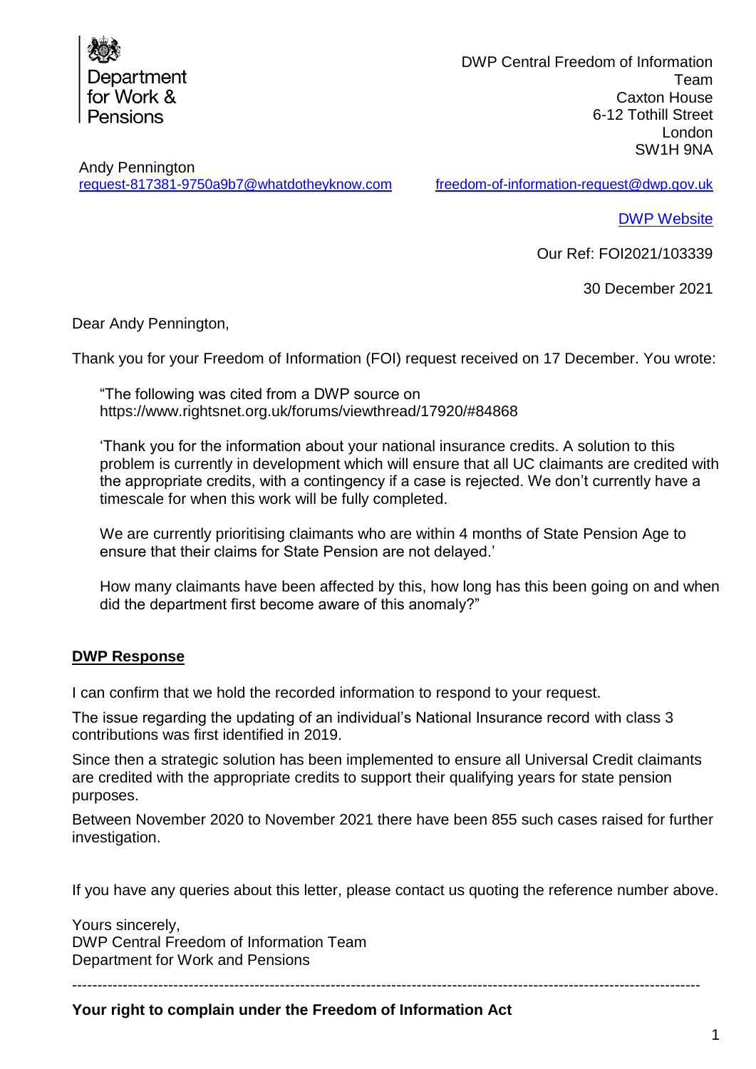Department for Work & Pensions

DWP Central Freedom of Information Team
Caxton House
6-12 Tothill Street
London
SW1H 9NA

Andy Pennington
request-817381-9750a9b7@whatdotheyknow.com

freedom-of-information-request@dwp.gov.uk

DWP Website

Our Ref: FOI2021/103339

30 December 2021

Dear Andy Pennington,

Thank you for your Freedom of Information (FOI) request received on 17 December. You wrote:

> "The following was cited from a DWP source on https://www.rightsnet.org.uk/forums/viewthread/17920/#84868
>
> 'Thank you for the information about your national insurance credits. A solution to this problem is currently in development which will ensure that all UC claimants are credited with the appropriate credits, with a contingency if a case is rejected. We don't currently have a timescale for when this work will be fully completed.
>
> We are currently prioritising claimants who are within 4 months of State Pension Age to ensure that their claims for State Pension are not delayed.'
>
> How many claimants have been affected by this, how long has this been going on and when did the department first become aware of this anomaly?"

**DWP Response**

I can confirm that we hold the recorded information to respond to your request.

The issue regarding the updating of an individual's National Insurance record with class 3 contributions was first identified in 2019.

Since then a strategic solution has been implemented to ensure all Universal Credit claimants are credited with the appropriate credits to support their qualifying years for state pension purposes.

Between November 2020 to November 2021 there have been 855 such cases raised for further investigation.

If you have any queries about this letter, please contact us quoting the reference number above.

Yours sincerely,
DWP Central Freedom of Information Team
Department for Work and Pensions

---

**Your right to complain under the Freedom of Information Act**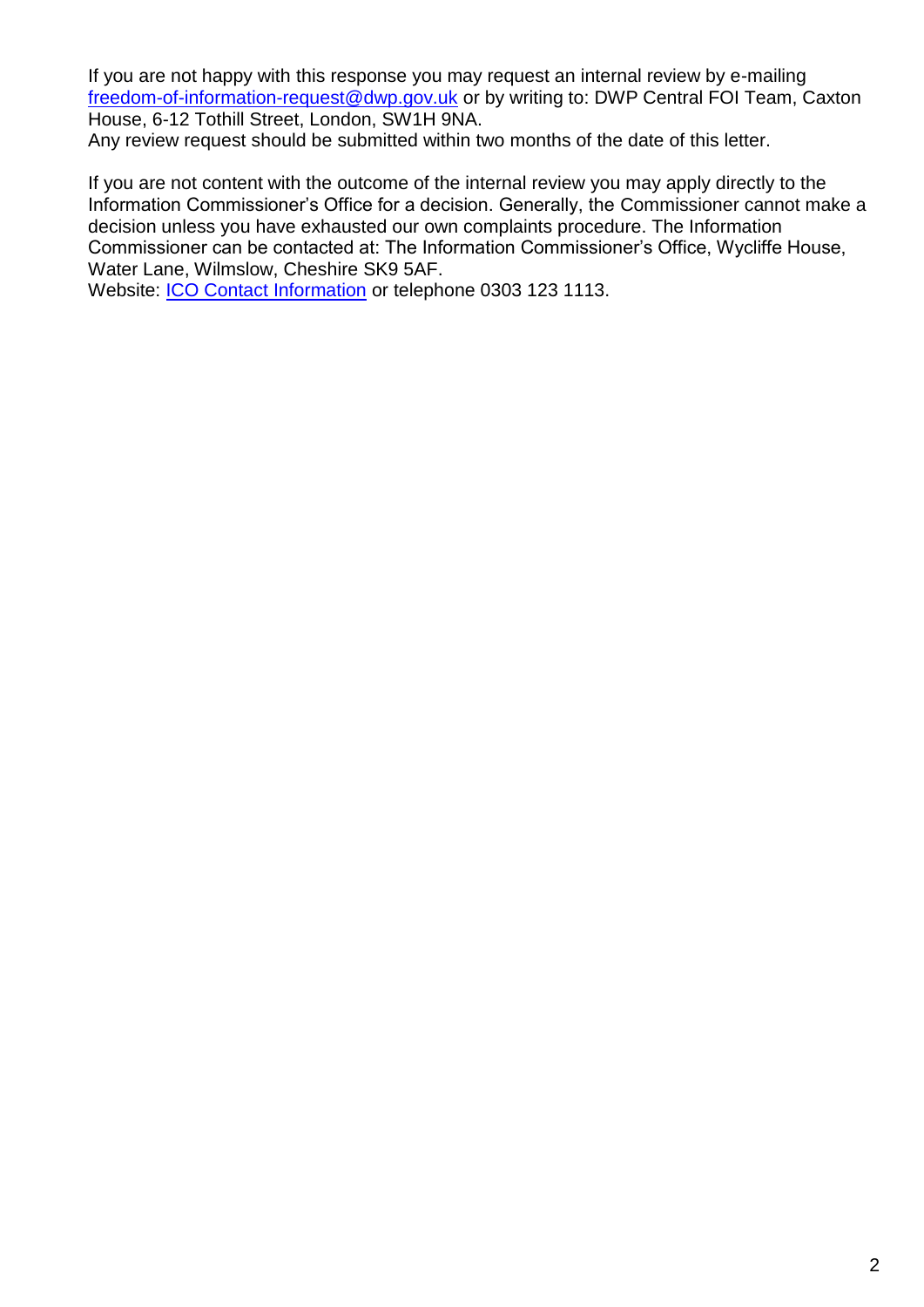If you are not happy with this response you may request an internal review by e-mailing freedom-of-information-request@dwp.gov.uk or by writing to: DWP Central FOI Team, Caxton House, 6-12 Tothill Street, London, SW1H 9NA.
Any review request should be submitted within two months of the date of this letter.

If you are not content with the outcome of the internal review you may apply directly to the Information Commissioner's Office for a decision. Generally, the Commissioner cannot make a decision unless you have exhausted our own complaints procedure. The Information Commissioner can be contacted at: The Information Commissioner's Office, Wycliffe House, Water Lane, Wilmslow, Cheshire SK9 5AF.
Website: ICO Contact Information or telephone 0303 123 1113.